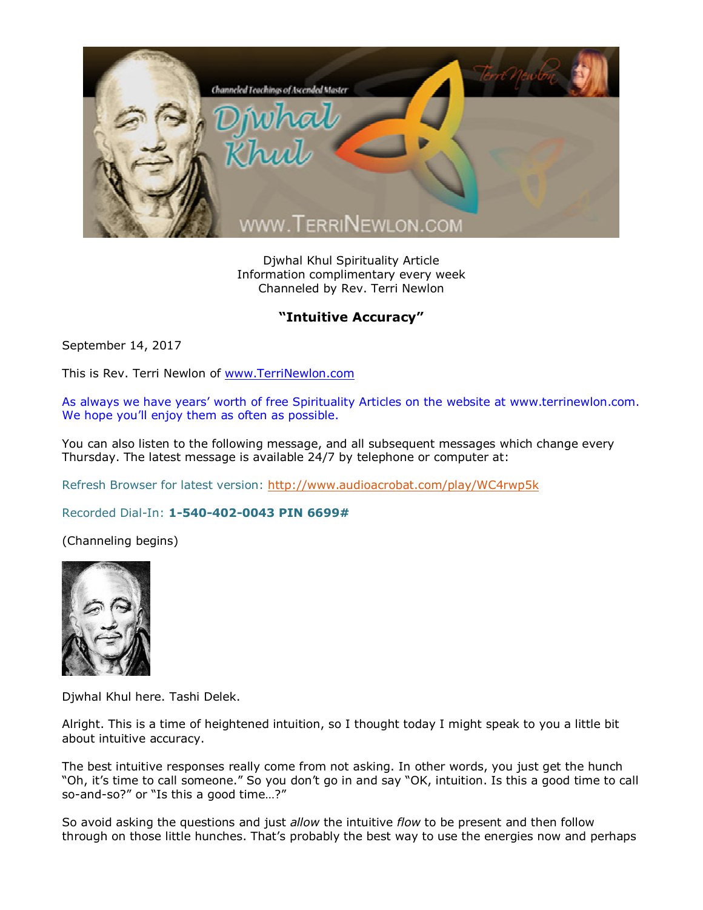Djwhal Khul Spirituality Article
Information complimentary every week
Channeled by Rev. Terri Newlon

## "Intuitive Accuracy"

September 14, 2017

This is Rev. Terri Newlon of [www.TerriNewlon.com](http://www.TerriNewlon.com)

As always we have years' worth of free Spirituality Articles on the website at www.terrinewlon.com. We hope you'll enjoy them as often as possible.

You can also listen to the following message, and all subsequent messages which change every Thursday. The latest message is available 24/7 by telephone or computer at:

Refresh Browser for latest version: [http://www.audioacrobat.com/play/WC4rwp5k](http://www.audioacrobat.com/play/WC4rwp5k)

Recorded Dial-In: **1-540-402-0043 PIN 6699#**

(Channeling begins)

Djwhal Khul here. Tashi Delek.

Alright. This is a time of heightened intuition, so I thought today I might speak to you a little bit about intuitive accuracy.

The best intuitive responses really come from not asking. In other words, you just get the hunch "Oh, it's time to call someone." So you don't go in and say "OK, intuition. Is this a good time to call so-and-so?" or "Is this a good time…?"

So avoid asking the questions and just *allow* the intuitive *flow* to be present and then follow through on those little hunches. That's probably the best way to use the energies now and perhaps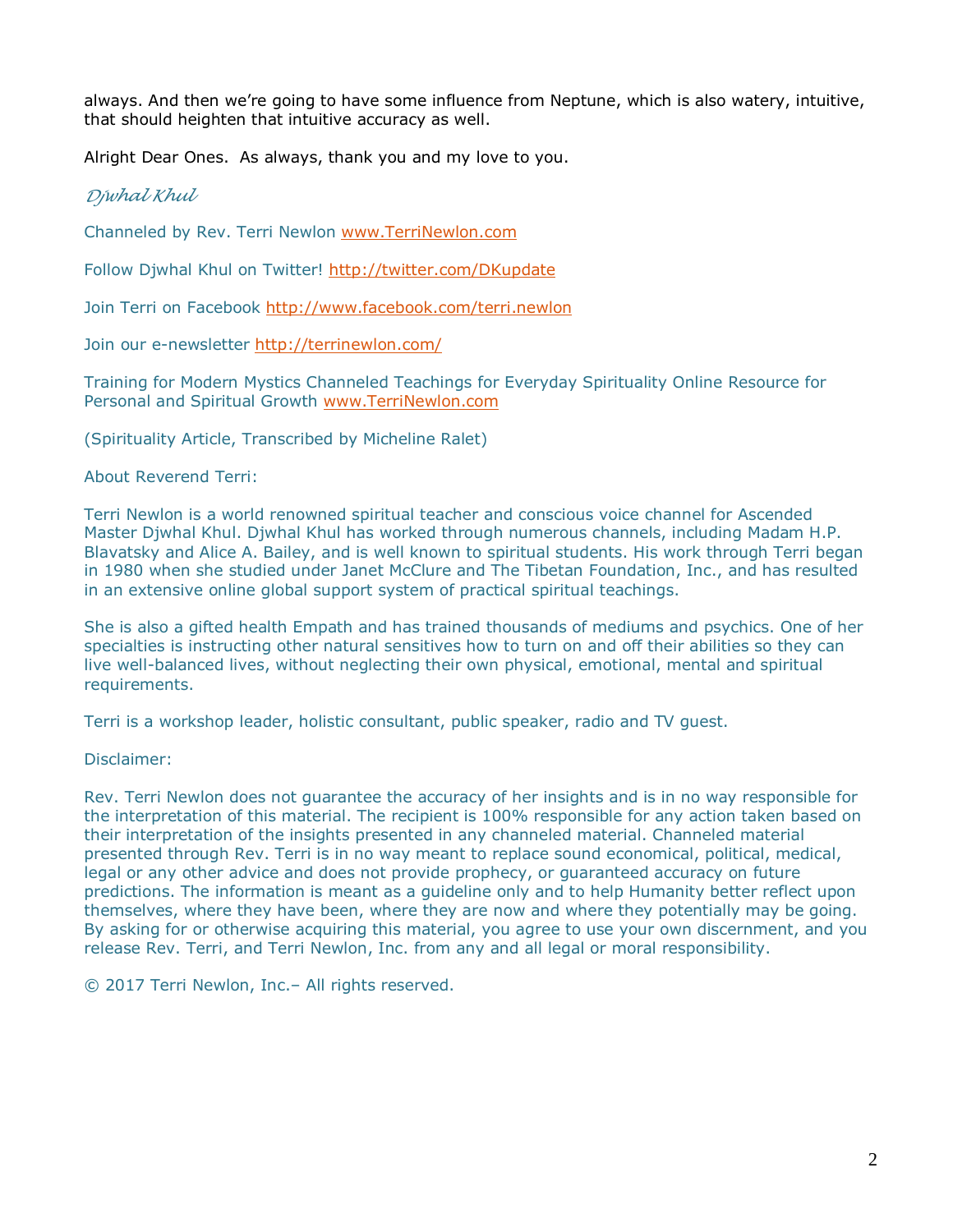always. And then we're going to have some influence from Neptune, which is also watery, intuitive, that should heighten that intuitive accuracy as well.

Alright Dear Ones.  As always, thank you and my love to you.

*Djwhal Khul*

Channeled by Rev. Terri Newlon www.TerriNewlon.com

Follow Djwhal Khul on Twitter! http://twitter.com/DKupdate

Join Terri on Facebook http://www.facebook.com/terri.newlon

Join our e-newsletter http://terrinewlon.com/

Training for Modern Mystics Channeled Teachings for Everyday Spirituality Online Resource for Personal and Spiritual Growth www.TerriNewlon.com

(Spirituality Article, Transcribed by Micheline Ralet)

About Reverend Terri:

Terri Newlon is a world renowned spiritual teacher and conscious voice channel for Ascended Master Djwhal Khul. Djwhal Khul has worked through numerous channels, including Madam H.P. Blavatsky and Alice A. Bailey, and is well known to spiritual students. His work through Terri began in 1980 when she studied under Janet McClure and The Tibetan Foundation, Inc., and has resulted in an extensive online global support system of practical spiritual teachings.

She is also a gifted health Empath and has trained thousands of mediums and psychics. One of her specialties is instructing other natural sensitives how to turn on and off their abilities so they can live well-balanced lives, without neglecting their own physical, emotional, mental and spiritual requirements.

Terri is a workshop leader, holistic consultant, public speaker, radio and TV guest.

Disclaimer:

Rev. Terri Newlon does not guarantee the accuracy of her insights and is in no way responsible for the interpretation of this material. The recipient is 100% responsible for any action taken based on their interpretation of the insights presented in any channeled material. Channeled material presented through Rev. Terri is in no way meant to replace sound economical, political, medical, legal or any other advice and does not provide prophecy, or guaranteed accuracy on future predictions. The information is meant as a guideline only and to help Humanity better reflect upon themselves, where they have been, where they are now and where they potentially may be going. By asking for or otherwise acquiring this material, you agree to use your own discernment, and you release Rev. Terri, and Terri Newlon, Inc. from any and all legal or moral responsibility.

© 2017 Terri Newlon, Inc.– All rights reserved.